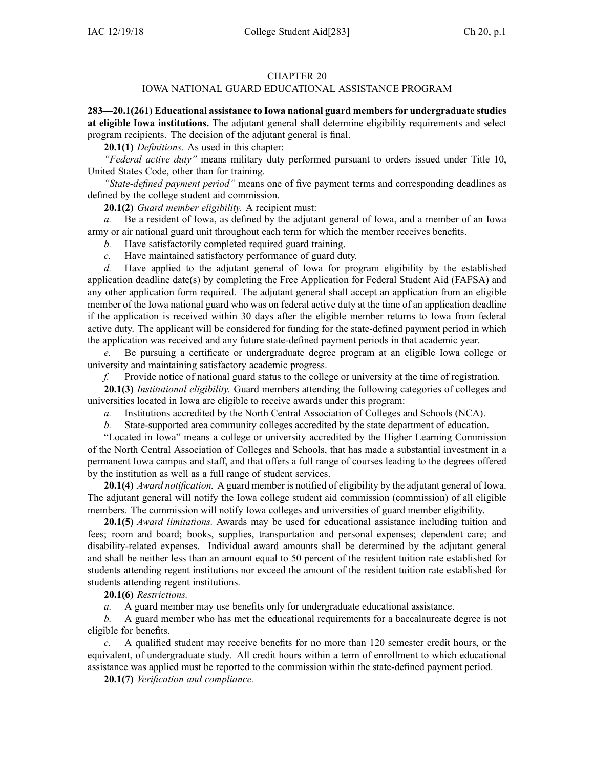# CHAPTER 20
## IOWA NATIONAL GUARD EDUCATIONAL ASSISTANCE PROGRAM

**283—20.1(261) Educational assistance to Iowa national guard members for undergraduate studies at eligible Iowa institutions.** The adjutant general shall determine eligibility requirements and select program recipients. The decision of the adjutant general is final.

**20.1(1)** *Definitions.* As used in this chapter:

*"Federal active duty"* means military duty performed pursuant to orders issued under Title 10, United States Code, other than for training.

*"State-defined payment period"* means one of five payment terms and corresponding deadlines as defined by the college student aid commission.

**20.1(2)** *Guard member eligibility.* A recipient must:

*a.* Be a resident of Iowa, as defined by the adjutant general of Iowa, and a member of an Iowa army or air national guard unit throughout each term for which the member receives benefits.

*b.* Have satisfactorily completed required guard training.

*c.* Have maintained satisfactory performance of guard duty.

*d.* Have applied to the adjutant general of Iowa for program eligibility by the established application deadline date(s) by completing the Free Application for Federal Student Aid (FAFSA) and any other application form required. The adjutant general shall accept an application from an eligible member of the Iowa national guard who was on federal active duty at the time of an application deadline if the application is received within 30 days after the eligible member returns to Iowa from federal active duty. The applicant will be considered for funding for the state-defined payment period in which the application was received and any future state-defined payment periods in that academic year.

*e.* Be pursuing a certificate or undergraduate degree program at an eligible Iowa college or university and maintaining satisfactory academic progress.

*f.* Provide notice of national guard status to the college or university at the time of registration.

**20.1(3)** *Institutional eligibility.* Guard members attending the following categories of colleges and universities located in Iowa are eligible to receive awards under this program:

*a.* Institutions accredited by the North Central Association of Colleges and Schools (NCA).

*b.* State-supported area community colleges accredited by the state department of education.

"Located in Iowa" means a college or university accredited by the Higher Learning Commission of the North Central Association of Colleges and Schools, that has made a substantial investment in a permanent Iowa campus and staff, and that offers a full range of courses leading to the degrees offered by the institution as well as a full range of student services.

**20.1(4)** *Award notification.* A guard member is notified of eligibility by the adjutant general of Iowa. The adjutant general will notify the Iowa college student aid commission (commission) of all eligible members. The commission will notify Iowa colleges and universities of guard member eligibility.

**20.1(5)** *Award limitations.* Awards may be used for educational assistance including tuition and fees; room and board; books, supplies, transportation and personal expenses; dependent care; and disability-related expenses. Individual award amounts shall be determined by the adjutant general and shall be neither less than an amount equal to 50 percent of the resident tuition rate established for students attending regent institutions nor exceed the amount of the resident tuition rate established for students attending regent institutions.

**20.1(6)** *Restrictions.*

*a.* A guard member may use benefits only for undergraduate educational assistance.

*b.* A guard member who has met the educational requirements for a baccalaureate degree is not eligible for benefits.

*c.* A qualified student may receive benefits for no more than 120 semester credit hours, or the equivalent, of undergraduate study. All credit hours within a term of enrollment to which educational assistance was applied must be reported to the commission within the state-defined payment period.

**20.1(7)** *Verification and compliance.*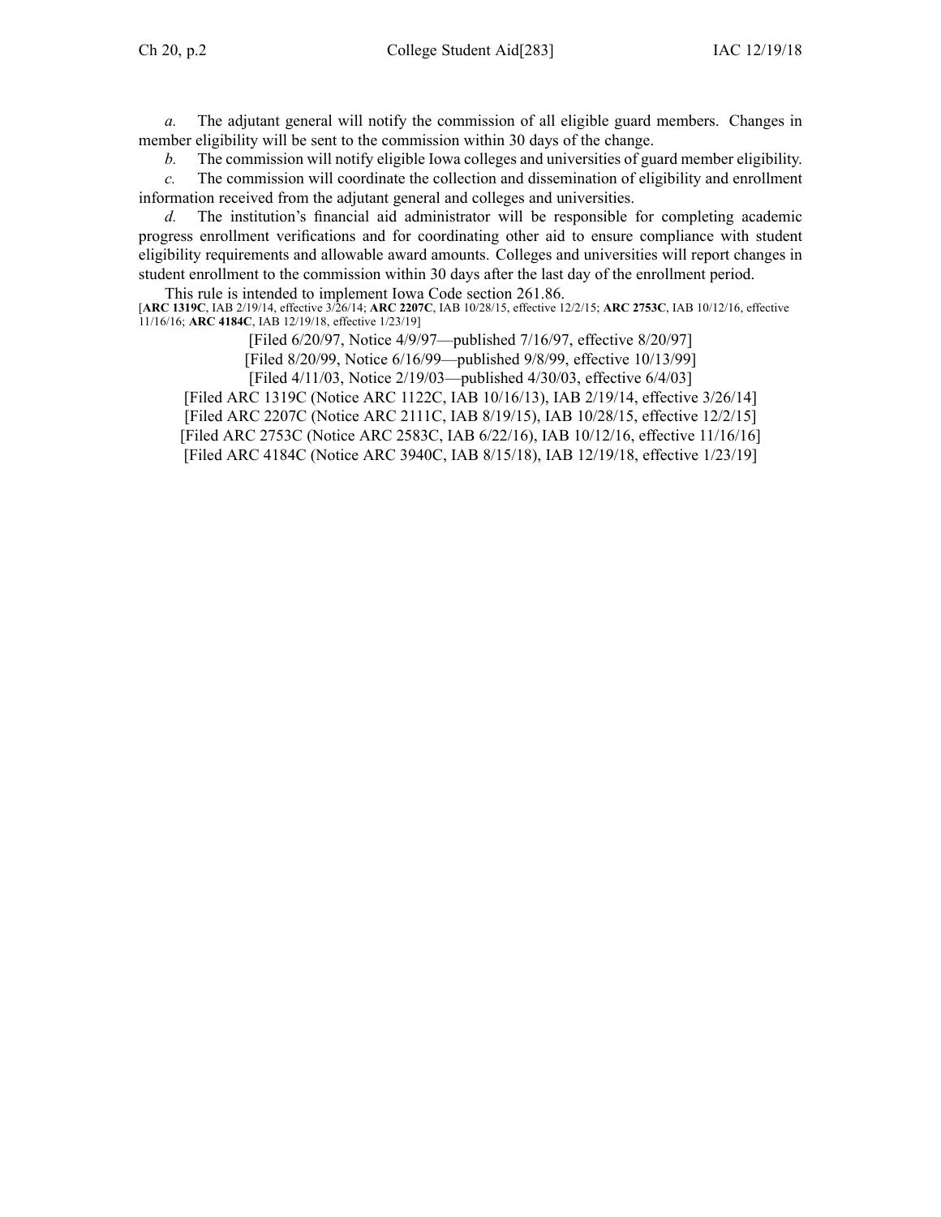*a.* The adjutant general will notify the commission of all eligible guard members. Changes in member eligibility will be sent to the commission within 30 days of the change.

*b.* The commission will notify eligible Iowa colleges and universities of guard member eligibility.

*c.* The commission will coordinate the collection and dissemination of eligibility and enrollment information received from the adjutant general and colleges and universities.

*d.* The institution's financial aid administrator will be responsible for completing academic progress enrollment verifications and for coordinating other aid to ensure compliance with student eligibility requirements and allowable award amounts. Colleges and universities will report changes in student enrollment to the commission within 30 days after the last day of the enrollment period.

This rule is intended to implement Iowa Code section 261.86.

[**ARC 1319C**, IAB 2/19/14, effective 3/26/14; **ARC 2207C**, IAB 10/28/15, effective 12/2/15; **ARC 2753C**, IAB 10/12/16, effective 11/16/16; **ARC 4184C**, IAB 12/19/18, effective 1/23/19]

[Filed 6/20/97, Notice 4/9/97—published 7/16/97, effective 8/20/97]

[Filed 8/20/99, Notice 6/16/99—published 9/8/99, effective 10/13/99]

[Filed 4/11/03, Notice 2/19/03—published 4/30/03, effective 6/4/03]

[Filed ARC 1319C (Notice ARC 1122C, IAB 10/16/13), IAB 2/19/14, effective 3/26/14]

[Filed ARC 2207C (Notice ARC 2111C, IAB 8/19/15), IAB 10/28/15, effective 12/2/15]

[Filed ARC 2753C (Notice ARC 2583C, IAB 6/22/16), IAB 10/12/16, effective 11/16/16]

[Filed ARC 4184C (Notice ARC 3940C, IAB 8/15/18), IAB 12/19/18, effective 1/23/19]